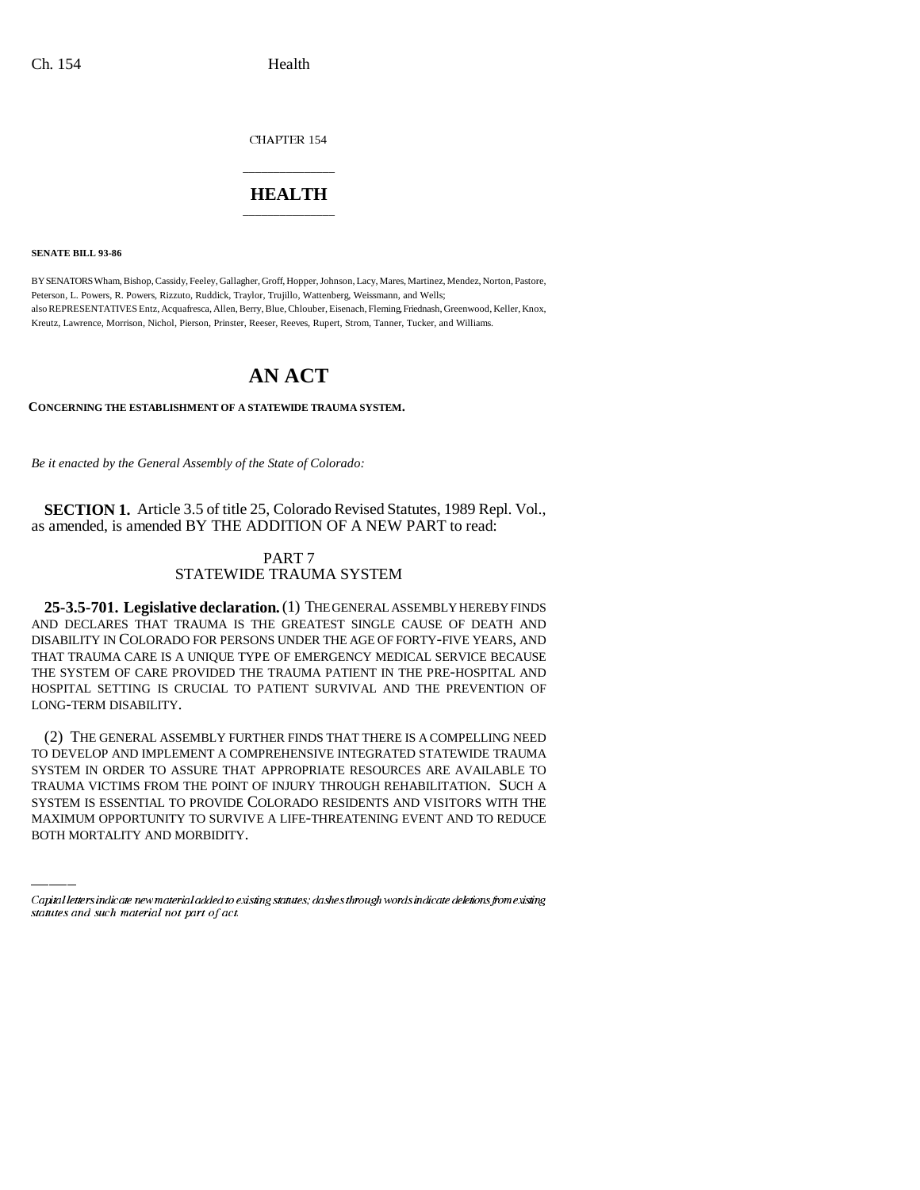CHAPTER 154

# HEALTH

**SENATE BILL 93-86**

BY SENATORS Wham, Bishop, Cassidy, Feeley, Gallagher, Groff, Hopper, Johnson, Lacy, Mares, Martinez, Mendez, Norton, Pastore, Peterson, L. Powers, R. Powers, Rizzuto, Ruddick, Traylor, Trujillo, Wattenberg, Weissmann, and Wells;
also REPRESENTATIVES Entz, Acquafresca, Allen, Berry, Blue, Chlouber, Eisenach, Fleming, Friednash, Greenwood, Keller, Knox, Kreutz, Lawrence, Morrison, Nichol, Pierson, Prinster, Reeser, Reeves, Rupert, Strom, Tanner, Tucker, and Williams.

# AN ACT

**CONCERNING THE ESTABLISHMENT OF A STATEWIDE TRAUMA SYSTEM.**

*Be it enacted by the General Assembly of the State of Colorado:*

**SECTION 1.** Article 3.5 of title 25, Colorado Revised Statutes, 1989 Repl. Vol., as amended, is amended BY THE ADDITION OF A NEW PART to read:

PART 7
STATEWIDE TRAUMA SYSTEM

**25-3.5-701. Legislative declaration.** (1) THE GENERAL ASSEMBLY HEREBY FINDS AND DECLARES THAT TRAUMA IS THE GREATEST SINGLE CAUSE OF DEATH AND DISABILITY IN COLORADO FOR PERSONS UNDER THE AGE OF FORTY-FIVE YEARS, AND THAT TRAUMA CARE IS A UNIQUE TYPE OF EMERGENCY MEDICAL SERVICE BECAUSE THE SYSTEM OF CARE PROVIDED THE TRAUMA PATIENT IN THE PRE-HOSPITAL AND HOSPITAL SETTING IS CRUCIAL TO PATIENT SURVIVAL AND THE PREVENTION OF LONG-TERM DISABILITY.

(2) THE GENERAL ASSEMBLY FURTHER FINDS THAT THERE IS A COMPELLING NEED TO DEVELOP AND IMPLEMENT A COMPREHENSIVE INTEGRATED STATEWIDE TRAUMA SYSTEM IN ORDER TO ASSURE THAT APPROPRIATE RESOURCES ARE AVAILABLE TO TRAUMA VICTIMS FROM THE POINT OF INJURY THROUGH REHABILITATION. SUCH A SYSTEM IS ESSENTIAL TO PROVIDE COLORADO RESIDENTS AND VISITORS WITH THE MAXIMUM OPPORTUNITY TO SURVIVE A LIFE-THREATENING EVENT AND TO REDUCE BOTH MORTALITY AND MORBIDITY.

*Capital letters indicate new material added to existing statutes; dashes through words indicate deletions from existing statutes and such material not part of act.*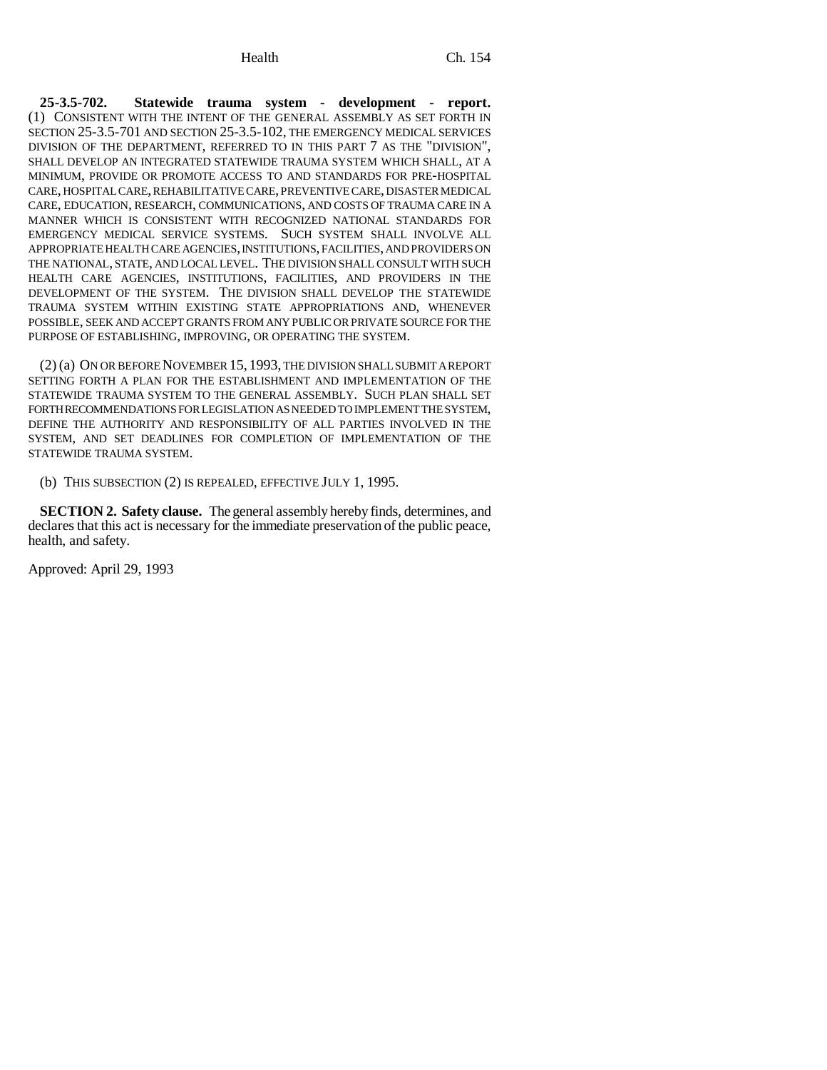**25-3.5-702. Statewide trauma system - development - report.** (1) CONSISTENT WITH THE INTENT OF THE GENERAL ASSEMBLY AS SET FORTH IN SECTION 25-3.5-701 AND SECTION 25-3.5-102, THE EMERGENCY MEDICAL SERVICES DIVISION OF THE DEPARTMENT, REFERRED TO IN THIS PART 7 AS THE "DIVISION", SHALL DEVELOP AN INTEGRATED STATEWIDE TRAUMA SYSTEM WHICH SHALL, AT A MINIMUM, PROVIDE OR PROMOTE ACCESS TO AND STANDARDS FOR PRE-HOSPITAL CARE, HOSPITAL CARE, REHABILITATIVE CARE, PREVENTIVE CARE, DISASTER MEDICAL CARE, EDUCATION, RESEARCH, COMMUNICATIONS, AND COSTS OF TRAUMA CARE IN A MANNER WHICH IS CONSISTENT WITH RECOGNIZED NATIONAL STANDARDS FOR EMERGENCY MEDICAL SERVICE SYSTEMS. SUCH SYSTEM SHALL INVOLVE ALL APPROPRIATE HEALTH CARE AGENCIES, INSTITUTIONS, FACILITIES, AND PROVIDERS ON THE NATIONAL, STATE, AND LOCAL LEVEL. THE DIVISION SHALL CONSULT WITH SUCH HEALTH CARE AGENCIES, INSTITUTIONS, FACILITIES, AND PROVIDERS IN THE DEVELOPMENT OF THE SYSTEM. THE DIVISION SHALL DEVELOP THE STATEWIDE TRAUMA SYSTEM WITHIN EXISTING STATE APPROPRIATIONS AND, WHENEVER POSSIBLE, SEEK AND ACCEPT GRANTS FROM ANY PUBLIC OR PRIVATE SOURCE FOR THE PURPOSE OF ESTABLISHING, IMPROVING, OR OPERATING THE SYSTEM.

(2) (a) ON OR BEFORE NOVEMBER 15, 1993, THE DIVISION SHALL SUBMIT A REPORT SETTING FORTH A PLAN FOR THE ESTABLISHMENT AND IMPLEMENTATION OF THE STATEWIDE TRAUMA SYSTEM TO THE GENERAL ASSEMBLY. SUCH PLAN SHALL SET FORTH RECOMMENDATIONS FOR LEGISLATION AS NEEDED TO IMPLEMENT THE SYSTEM, DEFINE THE AUTHORITY AND RESPONSIBILITY OF ALL PARTIES INVOLVED IN THE SYSTEM, AND SET DEADLINES FOR COMPLETION OF IMPLEMENTATION OF THE STATEWIDE TRAUMA SYSTEM.

(b) THIS SUBSECTION (2) IS REPEALED, EFFECTIVE JULY 1, 1995.

**SECTION 2. Safety clause.** The general assembly hereby finds, determines, and declares that this act is necessary for the immediate preservation of the public peace, health, and safety.

Approved: April 29, 1993